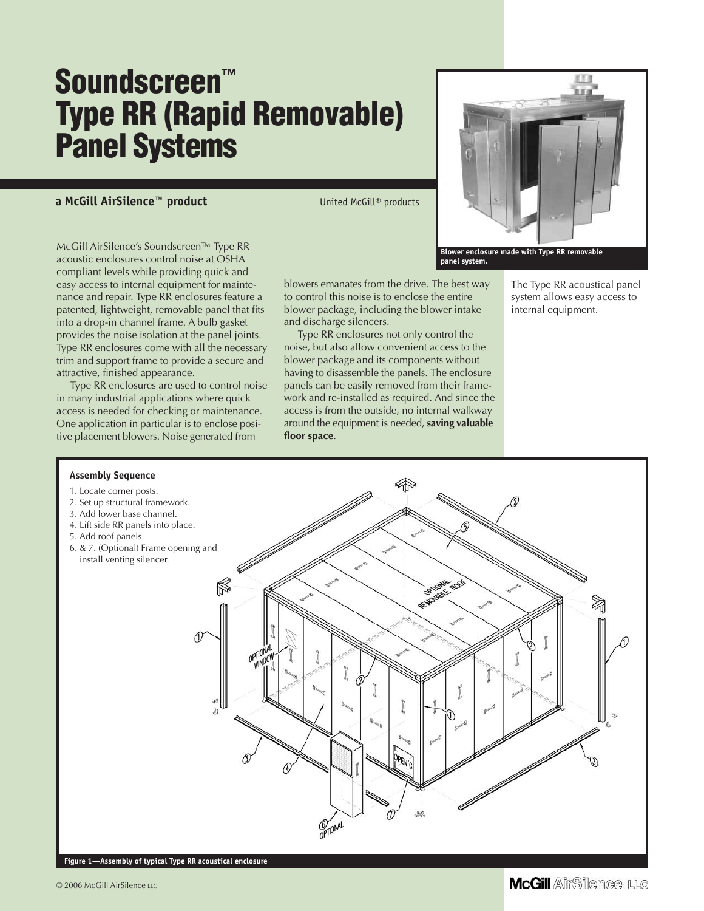# Soundscreen™ Type RR (Rapid Removable) Panel Systems

**a McGill AirSilence™ product**

United McGill® products

McGill AirSilence's Soundscreen™ Type RR acoustic enclosures control noise at OSHA compliant levels while providing quick and easy access to internal equipment for maintenance and repair. Type RR enclosures feature a patented, lightweight, removable panel that fits into a drop-in channel frame. A bulb gasket provides the noise isolation at the panel joints. Type RR enclosures come with all the necessary trim and support frame to provide a secure and attractive, finished appearance.

Type RR enclosures are used to control noise in many industrial applications where quick access is needed for checking or maintenance. One application in particular is to enclose positive placement blowers. Noise generated from blowers emanates from the drive. The best way to control this noise is to enclose the entire blower package, including the blower intake and discharge silencers.

Type RR enclosures not only control the noise, but also allow convenient access to the blower package and its components without having to disassemble the panels. The enclosure panels can be easily removed from their framework and re-installed as required. And since the access is from the outside, no internal walkway around the equipment is needed, **saving valuable floor space**.

Blower enclosure made with Type RR removable panel system.

The Type RR acoustical panel system allows easy access to internal equipment.

**Assembly Sequence**

1. Locate corner posts.
2. Set up structural framework.
3. Add lower base channel.
4. Lift side RR panels into place.
5. Add roof panels.
6. & 7. (Optional) Frame opening and install venting silencer.

Figure 1—Assembly of typical Type RR acoustical enclosure

© 2006 McGill AirSilence LLC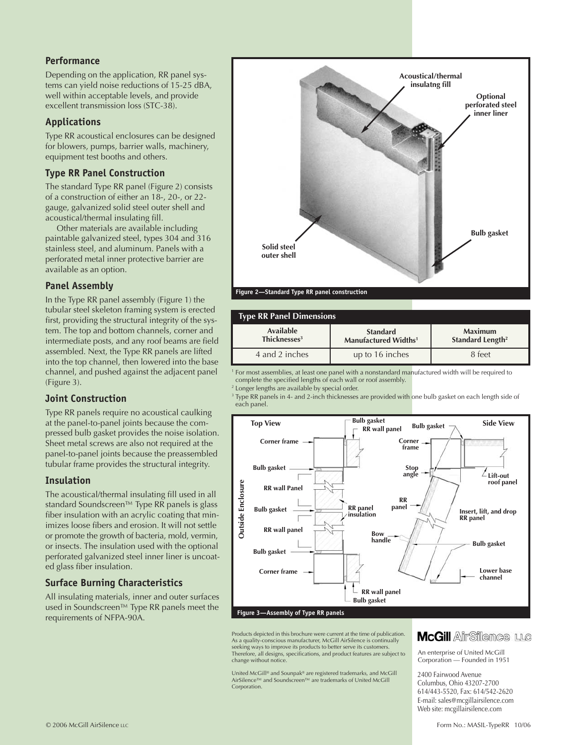## Performance

Depending on the application, RR panel systems can yield noise reductions of 15-25 dBA, well within acceptable levels, and provide excellent transmission loss (STC-38).

## Applications

Type RR acoustical enclosures can be designed for blowers, pumps, barrier walls, machinery, equipment test booths and others.

## Type RR Panel Construction

The standard Type RR panel (Figure 2) consists of a construction of either an 18-, 20-, or 22-gauge, galvanized solid steel outer shell and acoustical/thermal insulating fill.

Other materials are available including paintable galvanized steel, types 304 and 316 stainless steel, and aluminum. Panels with a perforated metal inner protective barrier are available as an option.

## Panel Assembly

In the Type RR panel assembly (Figure 1) the tubular steel skeleton framing system is erected first, providing the structural integrity of the system. The top and bottom channels, corner and intermediate posts, and any roof beams are field assembled. Next, the Type RR panels are lifted into the top channel, then lowered into the base channel, and pushed against the adjacent panel (Figure 3).

## Joint Construction

Type RR panels require no acoustical caulking at the panel-to-panel joints because the compressed bulb gasket provides the noise isolation. Sheet metal screws are also not required at the panel-to-panel joints because the preassembled tubular frame provides the structural integrity.

## Insulation

The acoustical/thermal insulating fill used in all standard Soundscreen™ Type RR panels is glass fiber insulation with an acrylic coating that minimizes loose fibers and erosion. It will not settle or promote the growth of bacteria, mold, vermin, or insects. The insulation used with the optional perforated galvanized steel inner liner is uncoated glass fiber insulation.

## Surface Burning Characteristics

All insulating materials, inner and outer surfaces used in Soundscreen™ Type RR panels meet the requirements of NFPA-90A.

Acoustical/thermal insulatng fill

Optional perforated steel inner liner

Bulb gasket

Solid steel outer shell

**Figure 2—Standard Type RR panel construction**

**Type RR Panel Dimensions**

| Available Thicknesses[3] | Standard Manufactured Widths[1] | Maximum Standard Length[2] |
|---|---|---|
| 4 and 2 inches | up to 16 inches | 8 feet |

[1] For most assemblies, at least one panel with a nonstandard manufactured width will be required to complete the specified lengths of each wall or roof assembly.
[2] Longer lengths are available by special order.
[3] Type RR panels in 4- and 2-inch thicknesses are provided with one bulb gasket on each length side of each panel.

Top View

Outside Enclosure

Corner frame

Bulb gasket

RR wall Panel

Bulb gasket

RR wall panel

Bulb gasket

Corner frame

Bulb gasket

RR wall panel

RR panel insulation

RR wall panel

Bulb gasket

Side View

Bulb gasket

Corner frame

Stop angle

Lift-out roof panel

RR panel

Insert, lift, and drop RR panel

Bow handle

Bulb gasket

Lower base channel

**Figure 3—Assembly of Type RR panels**

Products depicted in this brochure were current at the time of publication. As a quality-conscious manufacturer, McGill AirSilence is continually seeking ways to improve its products to better serve its customers. Therefore, all designs, specifications, and product features are subject to change without notice.

United McGill® and Sounpak® are registered trademarks, and McGill AirSilence™ and Soundscreen™ are trademarks of United McGill Corporation.

**McGill AirSilence LLC**

An enterprise of United McGill Corporation — Founded in 1951

2400 Fairwood Avenue
Columbus, Ohio 43207-2700
614/443-5520, Fax: 614/542-2620
E-mail: sales@mcgillairsilence.com
Web site: mcgillairsilence.com

© 2006 McGill AirSilence LLC

Form No.: MASIL-TypeRR 10/06